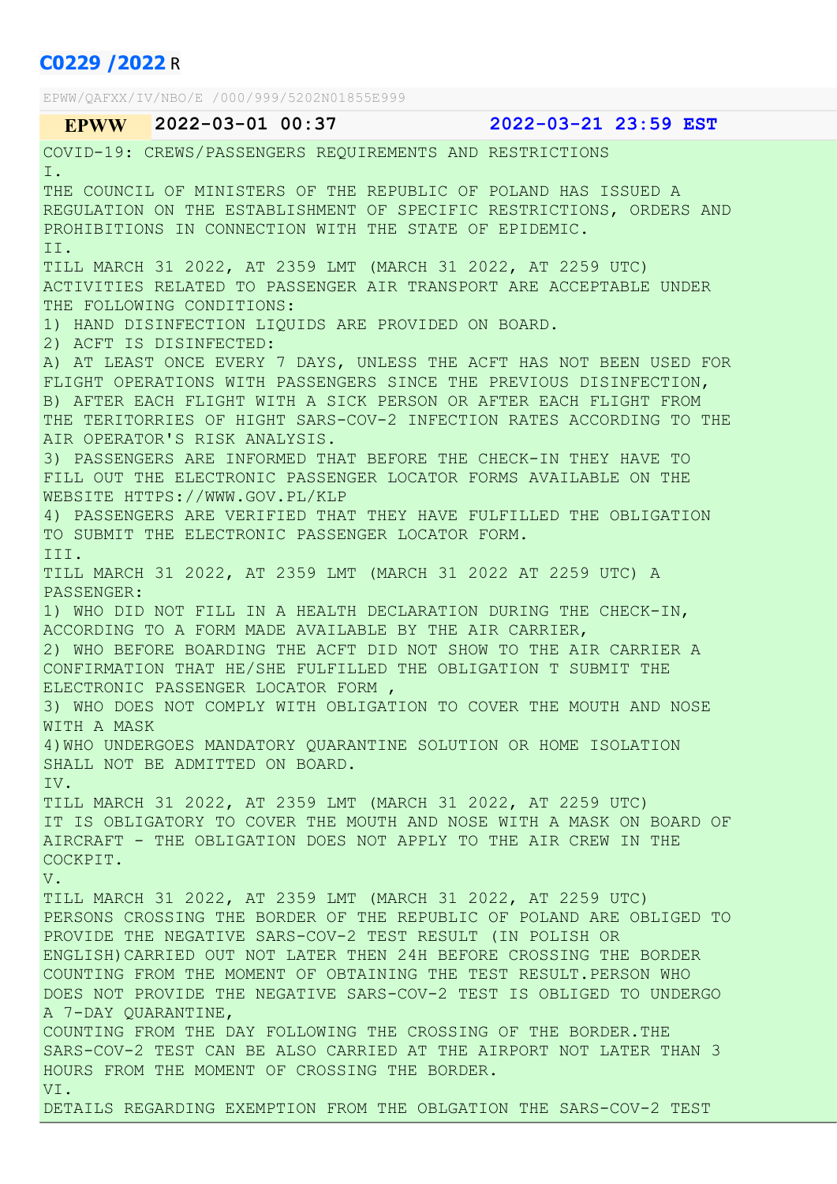# C0229 /2022 R

EPWW/QAFXX/IV/NBO/E /000/999/5202N01855E999

| EPWW | 2022-03-01 00:37 | 2022-03-21 23:59 EST |
|---|---|---|

COVID-19: CREWS/PASSENGERS REQUIREMENTS AND RESTRICTIONS

I.

THE COUNCIL OF MINISTERS OF THE REPUBLIC OF POLAND HAS ISSUED A REGULATION ON THE ESTABLISHMENT OF SPECIFIC RESTRICTIONS, ORDERS AND PROHIBITIONS IN CONNECTION WITH THE STATE OF EPIDEMIC.

II.

TILL MARCH 31 2022, AT 2359 LMT (MARCH 31 2022, AT 2259 UTC) ACTIVITIES RELATED TO PASSENGER AIR TRANSPORT ARE ACCEPTABLE UNDER THE FOLLOWING CONDITIONS:

1) HAND DISINFECTION LIQUIDS ARE PROVIDED ON BOARD.

2) ACFT IS DISINFECTED:

A) AT LEAST ONCE EVERY 7 DAYS, UNLESS THE ACFT HAS NOT BEEN USED FOR FLIGHT OPERATIONS WITH PASSENGERS SINCE THE PREVIOUS DISINFECTION,

B) AFTER EACH FLIGHT WITH A SICK PERSON OR AFTER EACH FLIGHT FROM THE TERITORRIES OF HIGHT SARS-COV-2 INFECTION RATES ACCORDING TO THE AIR OPERATOR'S RISK ANALYSIS.

3) PASSENGERS ARE INFORMED THAT BEFORE THE CHECK-IN THEY HAVE TO FILL OUT THE ELECTRONIC PASSENGER LOCATOR FORMS AVAILABLE ON THE WEBSITE HTTPS://WWW.GOV.PL/KLP

4) PASSENGERS ARE VERIFIED THAT THEY HAVE FULFILLED THE OBLIGATION TO SUBMIT THE ELECTRONIC PASSENGER LOCATOR FORM.

III.

TILL MARCH 31 2022, AT 2359 LMT (MARCH 31 2022 AT 2259 UTC) A PASSENGER:

1) WHO DID NOT FILL IN A HEALTH DECLARATION DURING THE CHECK-IN, ACCORDING TO A FORM MADE AVAILABLE BY THE AIR CARRIER,

2) WHO BEFORE BOARDING THE ACFT DID NOT SHOW TO THE AIR CARRIER A CONFIRMATION THAT HE/SHE FULFILLED THE OBLIGATION T SUBMIT THE ELECTRONIC PASSENGER LOCATOR FORM ,

3) WHO DOES NOT COMPLY WITH OBLIGATION TO COVER THE MOUTH AND NOSE WITH A MASK

4)WHO UNDERGOES MANDATORY QUARANTINE SOLUTION OR HOME ISOLATION SHALL NOT BE ADMITTED ON BOARD.

IV.

TILL MARCH 31 2022, AT 2359 LMT (MARCH 31 2022, AT 2259 UTC) IT IS OBLIGATORY TO COVER THE MOUTH AND NOSE WITH A MASK ON BOARD OF AIRCRAFT - THE OBLIGATION DOES NOT APPLY TO THE AIR CREW IN THE COCKPIT.

V.

TILL MARCH 31 2022, AT 2359 LMT (MARCH 31 2022, AT 2259 UTC) PERSONS CROSSING THE BORDER OF THE REPUBLIC OF POLAND ARE OBLIGED TO PROVIDE THE NEGATIVE SARS-COV-2 TEST RESULT (IN POLISH OR ENGLISH)CARRIED OUT NOT LATER THEN 24H BEFORE CROSSING THE BORDER COUNTING FROM THE MOMENT OF OBTAINING THE TEST RESULT.PERSON WHO DOES NOT PROVIDE THE NEGATIVE SARS-COV-2 TEST IS OBLIGED TO UNDERGO A 7-DAY QUARANTINE,

COUNTING FROM THE DAY FOLLOWING THE CROSSING OF THE BORDER.THE SARS-COV-2 TEST CAN BE ALSO CARRIED AT THE AIRPORT NOT LATER THAN 3 HOURS FROM THE MOMENT OF CROSSING THE BORDER.

VI.

DETAILS REGARDING EXEMPTION FROM THE OBLGATION THE SARS-COV-2 TEST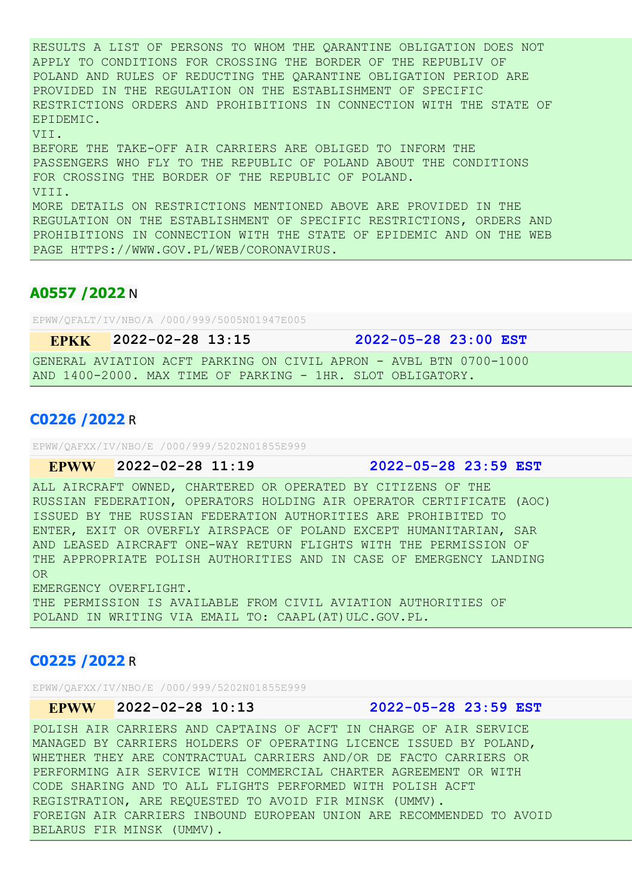RESULTS A LIST OF PERSONS TO WHOM THE QARANTINE OBLIGATION DOES NOT APPLY TO CONDITIONS FOR CROSSING THE BORDER OF THE REPUBLIV OF POLAND AND RULES OF REDUCTING THE QARANTINE OBLIGATION PERIOD ARE PROVIDED IN THE REGULATION ON THE ESTABLISHMENT OF SPECIFIC RESTRICTIONS ORDERS AND PROHIBITIONS IN CONNECTION WITH THE STATE OF EPIDEMIC.
VII.
BEFORE THE TAKE-OFF AIR CARRIERS ARE OBLIGED TO INFORM THE PASSENGERS WHO FLY TO THE REPUBLIC OF POLAND ABOUT THE CONDITIONS FOR CROSSING THE BORDER OF THE REPUBLIC OF POLAND.
VIII.
MORE DETAILS ON RESTRICTIONS MENTIONED ABOVE ARE PROVIDED IN THE REGULATION ON THE ESTABLISHMENT OF SPECIFIC RESTRICTIONS, ORDERS AND PROHIBITIONS IN CONNECTION WITH THE STATE OF EPIDEMIC AND ON THE WEB PAGE HTTPS://WWW.GOV.PL/WEB/CORONAVIRUS.

## A0557 /2022 N

EPWW/QFALT/IV/NBO/A /000/999/5005N01947E005

| EPKK | 2022-02-28 13:15 | 2022-05-28 23:00 EST |
|---|---|---|

GENERAL AVIATION ACFT PARKING ON CIVIL APRON - AVBL BTN 0700-1000 AND 1400-2000. MAX TIME OF PARKING - 1HR. SLOT OBLIGATORY.

## C0226 /2022 R

EPWW/QAFXX/IV/NBO/E /000/999/5202N01855E999

| EPWW | 2022-02-28 11:19 | 2022-05-28 23:59 EST |
|---|---|---|

ALL AIRCRAFT OWNED, CHARTERED OR OPERATED BY CITIZENS OF THE RUSSIAN FEDERATION, OPERATORS HOLDING AIR OPERATOR CERTIFICATE (AOC) ISSUED BY THE RUSSIAN FEDERATION AUTHORITIES ARE PROHIBITED TO ENTER, EXIT OR OVERFLY AIRSPACE OF POLAND EXCEPT HUMANITARIAN, SAR AND LEASED AIRCRAFT ONE-WAY RETURN FLIGHTS WITH THE PERMISSION OF THE APPROPRIATE POLISH AUTHORITIES AND IN CASE OF EMERGENCY LANDING OR
EMERGENCY OVERFLIGHT.
THE PERMISSION IS AVAILABLE FROM CIVIL AVIATION AUTHORITIES OF POLAND IN WRITING VIA EMAIL TO: CAAPL(AT)ULC.GOV.PL.

## C0225 /2022 R

EPWW/QAFXX/IV/NBO/E /000/999/5202N01855E999

| EPWW | 2022-02-28 10:13 | 2022-05-28 23:59 EST |
|---|---|---|

POLISH AIR CARRIERS AND CAPTAINS OF ACFT IN CHARGE OF AIR SERVICE MANAGED BY CARRIERS HOLDERS OF OPERATING LICENCE ISSUED BY POLAND, WHETHER THEY ARE CONTRACTUAL CARRIERS AND/OR DE FACTO CARRIERS OR PERFORMING AIR SERVICE WITH COMMERCIAL CHARTER AGREEMENT OR WITH CODE SHARING AND TO ALL FLIGHTS PERFORMED WITH POLISH ACFT REGISTRATION, ARE REQUESTED TO AVOID FIR MINSK (UMMV).
FOREIGN AIR CARRIERS INBOUND EUROPEAN UNION ARE RECOMMENDED TO AVOID BELARUS FIR MINSK (UMMV).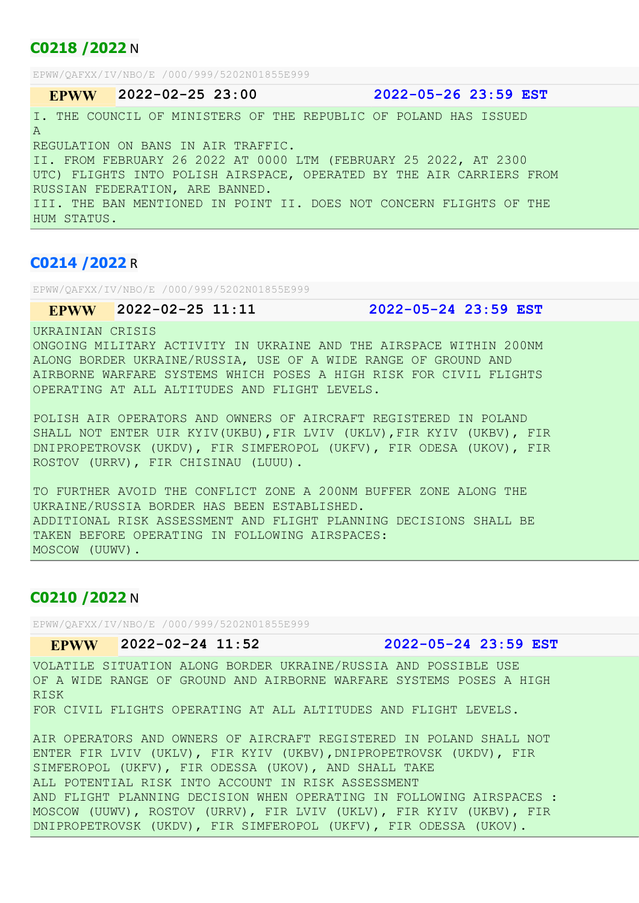## C0218 /2022 N

EPWW/QAFXX/IV/NBO/E /000/999/5202N01855E999

**EPWW** **2022-02-25 23:00** **2022-05-26 23:59 EST**

I. THE COUNCIL OF MINISTERS OF THE REPUBLIC OF POLAND HAS ISSUED A
REGULATION ON BANS IN AIR TRAFFIC.
II. FROM FEBRUARY 26 2022 AT 0000 LTM (FEBRUARY 25 2022, AT 2300 UTC) FLIGHTS INTO POLISH AIRSPACE, OPERATED BY THE AIR CARRIERS FROM RUSSIAN FEDERATION, ARE BANNED.
III. THE BAN MENTIONED IN POINT II. DOES NOT CONCERN FLIGHTS OF THE HUM STATUS.

## C0214 /2022 R

EPWW/QAFXX/IV/NBO/E /000/999/5202N01855E999

**EPWW** **2022-02-25 11:11** **2022-05-24 23:59 EST**

UKRAINIAN CRISIS
ONGOING MILITARY ACTIVITY IN UKRAINE AND THE AIRSPACE WITHIN 200NM ALONG BORDER UKRAINE/RUSSIA, USE OF A WIDE RANGE OF GROUND AND AIRBORNE WARFARE SYSTEMS WHICH POSES A HIGH RISK FOR CIVIL FLIGHTS OPERATING AT ALL ALTITUDES AND FLIGHT LEVELS.

POLISH AIR OPERATORS AND OWNERS OF AIRCRAFT REGISTERED IN POLAND SHALL NOT ENTER UIR KYIV(UKBU),FIR LVIV (UKLV),FIR KYIV (UKBV), FIR DNIPROPETROVSK (UKDV), FIR SIMFEROPOL (UKFV), FIR ODESA (UKOV), FIR ROSTOV (URRV), FIR CHISINAU (LUUU).

TO FURTHER AVOID THE CONFLICT ZONE A 200NM BUFFER ZONE ALONG THE UKRAINE/RUSSIA BORDER HAS BEEN ESTABLISHED.
ADDITIONAL RISK ASSESSMENT AND FLIGHT PLANNING DECISIONS SHALL BE TAKEN BEFORE OPERATING IN FOLLOWING AIRSPACES:
MOSCOW (UUWV).

## C0210 /2022 N

EPWW/QAFXX/IV/NBO/E /000/999/5202N01855E999

**EPWW** **2022-02-24 11:52** **2022-05-24 23:59 EST**

VOLATILE SITUATION ALONG BORDER UKRAINE/RUSSIA AND POSSIBLE USE OF A WIDE RANGE OF GROUND AND AIRBORNE WARFARE SYSTEMS POSES A HIGH RISK
FOR CIVIL FLIGHTS OPERATING AT ALL ALTITUDES AND FLIGHT LEVELS.

AIR OPERATORS AND OWNERS OF AIRCRAFT REGISTERED IN POLAND SHALL NOT ENTER FIR LVIV (UKLV), FIR KYIV (UKBV),DNIPROPETROVSK (UKDV), FIR SIMFEROPOL (UKFV), FIR ODESSA (UKOV), AND SHALL TAKE ALL POTENTIAL RISK INTO ACCOUNT IN RISK ASSESSMENT
AND FLIGHT PLANNING DECISION WHEN OPERATING IN FOLLOWING AIRSPACES : MOSCOW (UUWV), ROSTOV (URRV), FIR LVIV (UKLV), FIR KYIV (UKBV), FIR DNIPROPETROVSK (UKDV), FIR SIMFEROPOL (UKFV), FIR ODESSA (UKOV).